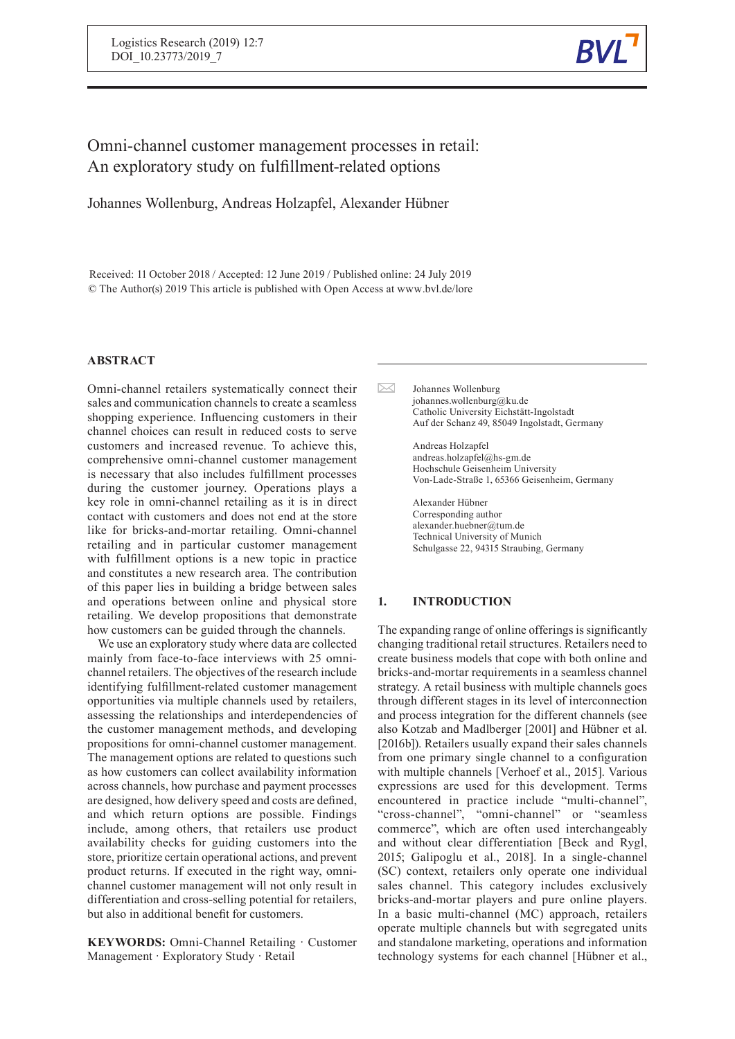# Omni-channel customer management processes in retail: An exploratory study on fulfillment-related options

Johannes Wollenburg, Andreas Holzapfel, Alexander Hübner

Received: 11 October 2018 / Accepted: 12 June 2019 / Published online: 24 July 2019
© The Author(s) 2019 This article is published with Open Access at www.bvl.de/lore

## ABSTRACT

Omni-channel retailers systematically connect their sales and communication channels to create a seamless shopping experience. Influencing customers in their channel choices can result in reduced costs to serve customers and increased revenue. To achieve this, comprehensive omni-channel customer management is necessary that also includes fulfillment processes during the customer journey. Operations plays a key role in omni-channel retailing as it is in direct contact with customers and does not end at the store like for bricks-and-mortar retailing. Omni-channel retailing and in particular customer management with fulfillment options is a new topic in practice and constitutes a new research area. The contribution of this paper lies in building a bridge between sales and operations between online and physical store retailing. We develop propositions that demonstrate how customers can be guided through the channels.

We use an exploratory study where data are collected mainly from face-to-face interviews with 25 omni-channel retailers. The objectives of the research include identifying fulfillment-related customer management opportunities via multiple channels used by retailers, assessing the relationships and interdependencies of the customer management methods, and developing propositions for omni-channel customer management. The management options are related to questions such as how customers can collect availability information across channels, how purchase and payment processes are designed, how delivery speed and costs are defined, and which return options are possible. Findings include, among others, that retailers use product availability checks for guiding customers into the store, prioritize certain operational actions, and prevent product returns. If executed in the right way, omni-channel customer management will not only result in differentiation and cross-selling potential for retailers, but also in additional benefit for customers.

**KEYWORDS:** Omni-Channel Retailing · Customer Management · Exploratory Study · Retail

Johannes Wollenburg
johannes.wollenburg@ku.de
Catholic University Eichstätt-Ingolstadt
Auf der Schanz 49, 85049 Ingolstadt, Germany

Andreas Holzapfel
andreas.holzapfel@hs-gm.de
Hochschule Geisenheim University
Von-Lade-Straße 1, 65366 Geisenheim, Germany

Alexander Hübner
Corresponding author
alexander.huebner@tum.de
Technical University of Munich
Schulgasse 22, 94315 Straubing, Germany

## 1. INTRODUCTION

The expanding range of online offerings is significantly changing traditional retail structures. Retailers need to create business models that cope with both online and bricks-and-mortar requirements in a seamless channel strategy. A retail business with multiple channels goes through different stages in its level of interconnection and process integration for the different channels (see also Kotzab and Madlberger [2001] and Hübner et al. [2016b]). Retailers usually expand their sales channels from one primary single channel to a configuration with multiple channels [Verhoef et al., 2015]. Various expressions are used for this development. Terms encountered in practice include "multi-channel", "cross-channel", "omni-channel" or "seamless commerce", which are often used interchangeably and without clear differentiation [Beck and Rygl, 2015; Galipoglu et al., 2018]. In a single-channel (SC) context, retailers only operate one individual sales channel. This category includes exclusively bricks-and-mortar players and pure online players. In a basic multi-channel (MC) approach, retailers operate multiple channels but with segregated units and standalone marketing, operations and information technology systems for each channel [Hübner et al.,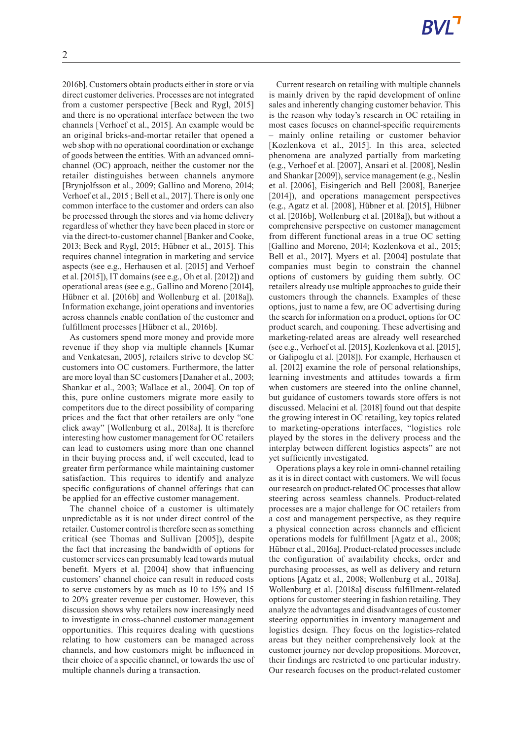2016b]. Customers obtain products either in store or via direct customer deliveries. Processes are not integrated from a customer perspective [Beck and Rygl, 2015] and there is no operational interface between the two channels [Verhoef et al., 2015]. An example would be an original bricks-and-mortar retailer that opened a web shop with no operational coordination or exchange of goods between the entities. With an advanced omni-channel (OC) approach, neither the customer nor the retailer distinguishes between channels anymore [Brynjolfsson et al., 2009; Gallino and Moreno, 2014; Verhoef et al., 2015 ; Bell et al., 2017]. There is only one common interface to the customer and orders can also be processed through the stores and via home delivery regardless of whether they have been placed in store or via the direct-to-customer channel [Banker and Cooke, 2013; Beck and Rygl, 2015; Hübner et al., 2015]. This requires channel integration in marketing and service aspects (see e.g., Herhausen et al. [2015] and Verhoef et al. [2015]), IT domains (see e.g., Oh et al. [2012]) and operational areas (see e.g., Gallino and Moreno [2014], Hübner et al. [2016b] and Wollenburg et al. [2018a]). Information exchange, joint operations and inventories across channels enable conflation of the customer and fulfillment processes [Hübner et al., 2016b].

As customers spend more money and provide more revenue if they shop via multiple channels [Kumar and Venkatesan, 2005], retailers strive to develop SC customers into OC customers. Furthermore, the latter are more loyal than SC customers [Danaher et al., 2003; Shankar et al., 2003; Wallace et al., 2004]. On top of this, pure online customers migrate more easily to competitors due to the direct possibility of comparing prices and the fact that other retailers are only "one click away" [Wollenburg et al., 2018a]. It is therefore interesting how customer management for OC retailers can lead to customers using more than one channel in their buying process and, if well executed, lead to greater firm performance while maintaining customer satisfaction. This requires to identify and analyze specific configurations of channel offerings that can be applied for an effective customer management.

The channel choice of a customer is ultimately unpredictable as it is not under direct control of the retailer. Customer control is therefore seen as something critical (see Thomas and Sullivan [2005]), despite the fact that increasing the bandwidth of options for customer services can presumably lead towards mutual benefit. Myers et al. [2004] show that influencing customers' channel choice can result in reduced costs to serve customers by as much as 10 to 15% and 15 to 20% greater revenue per customer. However, this discussion shows why retailers now increasingly need to investigate in cross-channel customer management opportunities. This requires dealing with questions relating to how customers can be managed across channels, and how customers might be influenced in their choice of a specific channel, or towards the use of multiple channels during a transaction.

Current research on retailing with multiple channels is mainly driven by the rapid development of online sales and inherently changing customer behavior. This is the reason why today's research in OC retailing in most cases focuses on channel-specific requirements – mainly online retailing or customer behavior [Kozlenkova et al., 2015]. In this area, selected phenomena are analyzed partially from marketing (e.g., Verhoef et al. [2007], Ansari et al. [2008], Neslin and Shankar [2009]), service management (e.g., Neslin et al. [2006], Eisingerich and Bell [2008], Banerjee [2014]), and operations management perspectives (e.g., Agatz et al. [2008], Hübner et al. [2015], Hübner et al. [2016b], Wollenburg et al. [2018a]), but without a comprehensive perspective on customer management from different functional areas in a true OC setting [Gallino and Moreno, 2014; Kozlenkova et al., 2015; Bell et al., 2017]. Myers et al. [2004] postulate that companies must begin to constrain the channel options of customers by guiding them subtly. OC retailers already use multiple approaches to guide their customers through the channels. Examples of these options, just to name a few, are OC advertising during the search for information on a product, options for OC product search, and couponing. These advertising and marketing-related areas are already well researched (see e.g., Verhoef et al. [2015], Kozlenkova et al. [2015], or Galipoglu et al. [2018]). For example, Herhausen et al. [2012] examine the role of personal relationships, learning investments and attitudes towards a firm when customers are steered into the online channel, but guidance of customers towards store offers is not discussed. Melacini et al. [2018] found out that despite the growing interest in OC retailing, key topics related to marketing-operations interfaces, "logistics role played by the stores in the delivery process and the interplay between different logistics aspects" are not yet sufficiently investigated.

Operations plays a key role in omni-channel retailing as it is in direct contact with customers. We will focus our research on product-related OC processes that allow steering across seamless channels. Product-related processes are a major challenge for OC retailers from a cost and management perspective, as they require a physical connection across channels and efficient operations models for fulfillment [Agatz et al., 2008; Hübner et al., 2016a]. Product-related processes include the configuration of availability checks, order and purchasing processes, as well as delivery and return options [Agatz et al., 2008; Wollenburg et al., 2018a]. Wollenburg et al. [2018a] discuss fulfillment-related options for customer steering in fashion retailing. They analyze the advantages and disadvantages of customer steering opportunities in inventory management and logistics design. They focus on the logistics-related areas but they neither comprehensively look at the customer journey nor develop propositions. Moreover, their findings are restricted to one particular industry. Our research focuses on the product-related customer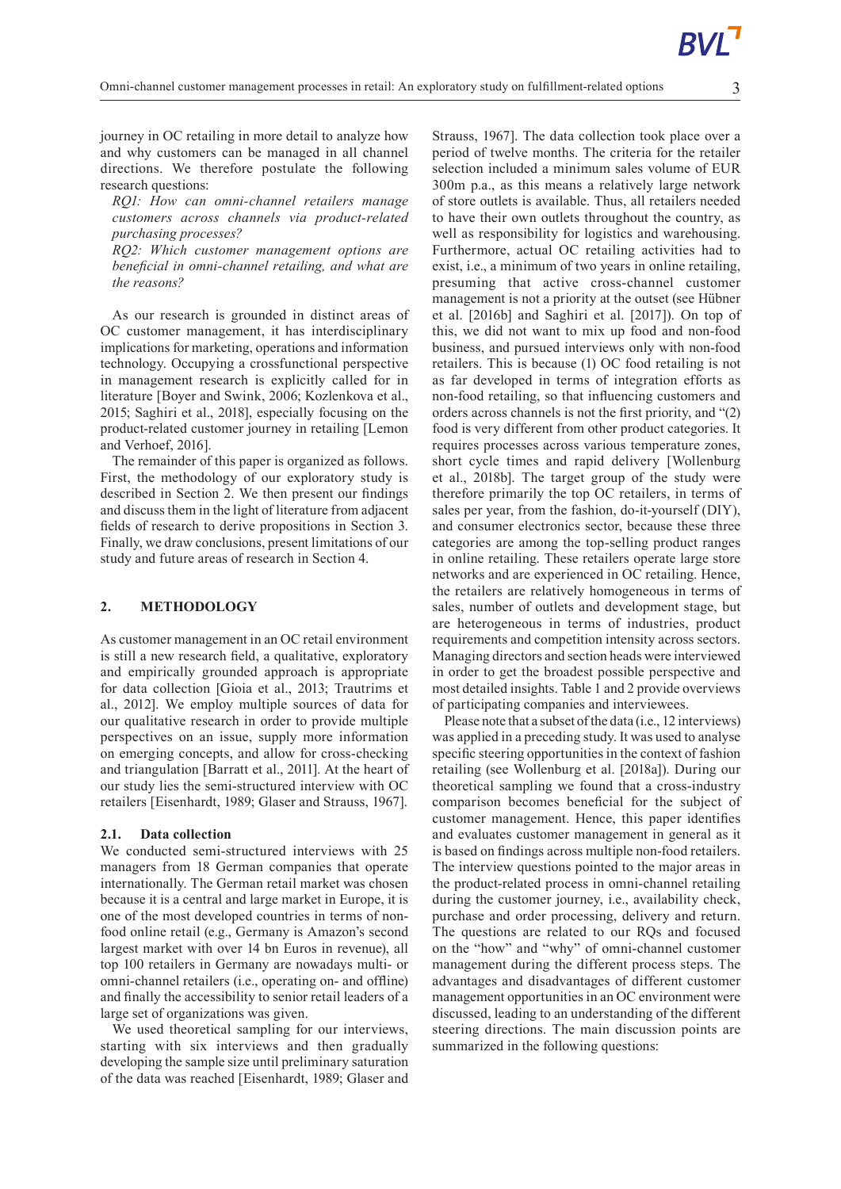journey in OC retailing in more detail to analyze how and why customers can be managed in all channel directions. We therefore postulate the following research questions:

*RQ1: How can omni-channel retailers manage customers across channels via product-related purchasing processes?*

*RQ2: Which customer management options are beneficial in omni-channel retailing, and what are the reasons?*

As our research is grounded in distinct areas of OC customer management, it has interdisciplinary implications for marketing, operations and information technology. Occupying a crossfunctional perspective in management research is explicitly called for in literature [Boyer and Swink, 2006; Kozlenkova et al., 2015; Saghiri et al., 2018], especially focusing on the product-related customer journey in retailing [Lemon and Verhoef, 2016].

The remainder of this paper is organized as follows. First, the methodology of our exploratory study is described in Section 2. We then present our findings and discuss them in the light of literature from adjacent fields of research to derive propositions in Section 3. Finally, we draw conclusions, present limitations of our study and future areas of research in Section 4.

## 2. METHODOLOGY

As customer management in an OC retail environment is still a new research field, a qualitative, exploratory and empirically grounded approach is appropriate for data collection [Gioia et al., 2013; Trautrims et al., 2012]. We employ multiple sources of data for our qualitative research in order to provide multiple perspectives on an issue, supply more information on emerging concepts, and allow for cross-checking and triangulation [Barratt et al., 2011]. At the heart of our study lies the semi-structured interview with OC retailers [Eisenhardt, 1989; Glaser and Strauss, 1967].

### 2.1. Data collection

We conducted semi-structured interviews with 25 managers from 18 German companies that operate internationally. The German retail market was chosen because it is a central and large market in Europe, it is one of the most developed countries in terms of non-food online retail (e.g., Germany is Amazon's second largest market with over 14 bn Euros in revenue), all top 100 retailers in Germany are nowadays multi- or omni-channel retailers (i.e., operating on- and offline) and finally the accessibility to senior retail leaders of a large set of organizations was given.

We used theoretical sampling for our interviews, starting with six interviews and then gradually developing the sample size until preliminary saturation of the data was reached [Eisenhardt, 1989; Glaser and Strauss, 1967]. The data collection took place over a period of twelve months. The criteria for the retailer selection included a minimum sales volume of EUR 300m p.a., as this means a relatively large network of store outlets is available. Thus, all retailers needed to have their own outlets throughout the country, as well as responsibility for logistics and warehousing. Furthermore, actual OC retailing activities had to exist, i.e., a minimum of two years in online retailing, presuming that active cross-channel customer management is not a priority at the outset (see Hübner et al. [2016b] and Saghiri et al. [2017]). On top of this, we did not want to mix up food and non-food business, and pursued interviews only with non-food retailers. This is because (1) OC food retailing is not as far developed in terms of integration efforts as non-food retailing, so that influencing customers and orders across channels is not the first priority, and "(2) food is very different from other product categories. It requires processes across various temperature zones, short cycle times and rapid delivery [Wollenburg et al., 2018b]. The target group of the study were therefore primarily the top OC retailers, in terms of sales per year, from the fashion, do-it-yourself (DIY), and consumer electronics sector, because these three categories are among the top-selling product ranges in online retailing. These retailers operate large store networks and are experienced in OC retailing. Hence, the retailers are relatively homogeneous in terms of sales, number of outlets and development stage, but are heterogeneous in terms of industries, product requirements and competition intensity across sectors. Managing directors and section heads were interviewed in order to get the broadest possible perspective and most detailed insights. Table 1 and 2 provide overviews of participating companies and interviewees.

Please note that a subset of the data (i.e., 12 interviews) was applied in a preceding study. It was used to analyse specific steering opportunities in the context of fashion retailing (see Wollenburg et al. [2018a]). During our theoretical sampling we found that a cross-industry comparison becomes beneficial for the subject of customer management. Hence, this paper identifies and evaluates customer management in general as it is based on findings across multiple non-food retailers. The interview questions pointed to the major areas in the product-related process in omni-channel retailing during the customer journey, i.e., availability check, purchase and order processing, delivery and return. The questions are related to our RQs and focused on the "how" and "why" of omni-channel customer management during the different process steps. The advantages and disadvantages of different customer management opportunities in an OC environment were discussed, leading to an understanding of the different steering directions. The main discussion points are summarized in the following questions: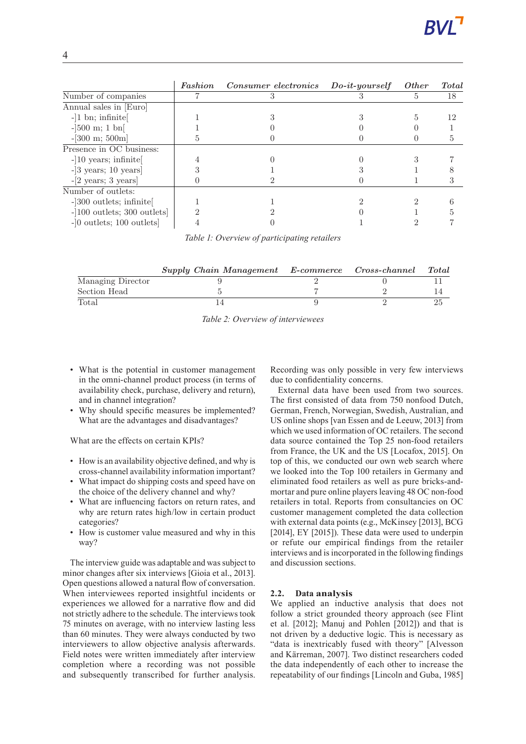| | *Fashion* | *Consumer electronics* | *Do-it-yourself* | *Other* | *Total* |
|---|---|---|---|---|---|
| Number of companies | 7 | 3 | 3 | 5 | 18 |
| Annual sales in [Euro] | | | | | |
| -]1 bn; infinite[ | 1 | 3 | 3 | 5 | 12 |
| -]500 m; 1 bn[ | 1 | 0 | 0 | 0 | 1 |
| -[300 m; 500m] | 5 | 0 | 0 | 0 | 5 |
| Presence in OC business: | | | | | |
| -]10 years; infinite[ | 4 | 0 | 0 | 3 | 7 |
| -]3 years; 10 years] | 3 | 1 | 3 | 1 | 8 |
| -[2 years; 3 years] | 0 | 2 | 0 | 1 | 3 |
| Number of outlets: | | | | | |
| -]300 outlets; infinite[ | 1 | 1 | 2 | 2 | 6 |
| -]100 outlets; 300 outlets] | 2 | 2 | 0 | 1 | 5 |
| -]0 outlets; 100 outlets] | 4 | 0 | 1 | 2 | 7 |

*Table 1: Overview of participating retailers*

| | *Supply Chain Management* | *E-commerce* | *Cross-channel* | *Total* |
|---|---|---|---|---|
| Managing Director | 9 | 2 | 0 | 11 |
| Section Head | 5 | 7 | 2 | 14 |
| Total | 14 | 9 | 2 | 25 |

*Table 2: Overview of interviewees*

- What is the potential in customer management in the omni-channel product process (in terms of availability check, purchase, delivery and return), and in channel integration?
- Why should specific measures be implemented? What are the advantages and disadvantages?

What are the effects on certain KPIs?

- How is an availability objective defined, and why is cross-channel availability information important?
- What impact do shipping costs and speed have on the choice of the delivery channel and why?
- What are influencing factors on return rates, and why are return rates high/low in certain product categories?
- How is customer value measured and why in this way?

The interview guide was adaptable and was subject to minor changes after six interviews [Gioia et al., 2013]. Open questions allowed a natural flow of conversation. When interviewees reported insightful incidents or experiences we allowed for a narrative flow and did not strictly adhere to the schedule. The interviews took 75 minutes on average, with no interview lasting less than 60 minutes. They were always conducted by two interviewers to allow objective analysis afterwards. Field notes were written immediately after interview completion where a recording was not possible and subsequently transcribed for further analysis. Recording was only possible in very few interviews due to confidentiality concerns.

External data have been used from two sources. The first consisted of data from 750 nonfood Dutch, German, French, Norwegian, Swedish, Australian, and US online shops [van Essen and de Leeuw, 2013] from which we used information of OC retailers. The second data source contained the Top 25 non-food retailers from France, the UK and the US [Locafox, 2015]. On top of this, we conducted our own web search where we looked into the Top 100 retailers in Germany and eliminated food retailers as well as pure bricks-and-mortar and pure online players leaving 48 OC non-food retailers in total. Reports from consultancies on OC customer management completed the data collection with external data points (e.g., McKinsey [2013], BCG [2014], EY [2015]). These data were used to underpin or refute our empirical findings from the retailer interviews and is incorporated in the following findings and discussion sections.

### 2.2. Data analysis

We applied an inductive analysis that does not follow a strict grounded theory approach (see Flint et al. [2012]; Manuj and Pohlen [2012]) and that is not driven by a deductive logic. This is necessary as "data is inextricably fused with theory" [Alvesson and Kärreman, 2007]. Two distinct researchers coded the data independently of each other to increase the repeatability of our findings [Lincoln and Guba, 1985]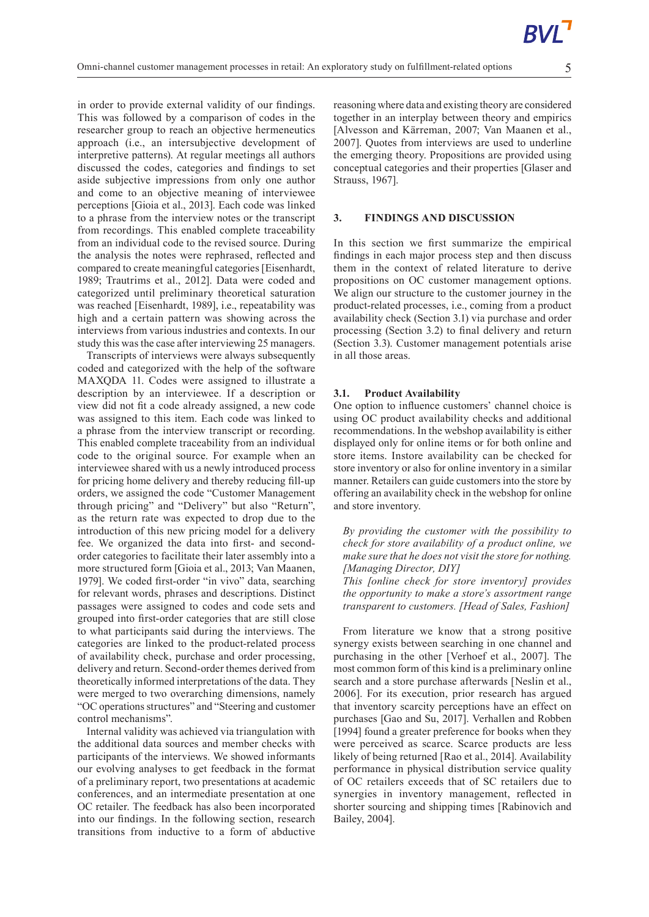in order to provide external validity of our findings. This was followed by a comparison of codes in the researcher group to reach an objective hermeneutics approach (i.e., an intersubjective development of interpretive patterns). At regular meetings all authors discussed the codes, categories and findings to set aside subjective impressions from only one author and come to an objective meaning of interviewee perceptions [Gioia et al., 2013]. Each code was linked to a phrase from the interview notes or the transcript from recordings. This enabled complete traceability from an individual code to the revised source. During the analysis the notes were rephrased, reflected and compared to create meaningful categories [Eisenhardt, 1989; Trautrims et al., 2012]. Data were coded and categorized until preliminary theoretical saturation was reached [Eisenhardt, 1989], i.e., repeatability was high and a certain pattern was showing across the interviews from various industries and contexts. In our study this was the case after interviewing 25 managers.

Transcripts of interviews were always subsequently coded and categorized with the help of the software MAXQDA 11. Codes were assigned to illustrate a description by an interviewee. If a description or view did not fit a code already assigned, a new code was assigned to this item. Each code was linked to a phrase from the interview transcript or recording. This enabled complete traceability from an individual code to the original source. For example when an interviewee shared with us a newly introduced process for pricing home delivery and thereby reducing fill-up orders, we assigned the code "Customer Management through pricing" and "Delivery" but also "Return", as the return rate was expected to drop due to the introduction of this new pricing model for a delivery fee. We organized the data into first- and second-order categories to facilitate their later assembly into a more structured form [Gioia et al., 2013; Van Maanen, 1979]. We coded first-order "in vivo" data, searching for relevant words, phrases and descriptions. Distinct passages were assigned to codes and code sets and grouped into first-order categories that are still close to what participants said during the interviews. The categories are linked to the product-related process of availability check, purchase and order processing, delivery and return. Second-order themes derived from theoretically informed interpretations of the data. They were merged to two overarching dimensions, namely "OC operations structures" and "Steering and customer control mechanisms".

Internal validity was achieved via triangulation with the additional data sources and member checks with participants of the interviews. We showed informants our evolving analyses to get feedback in the format of a preliminary report, two presentations at academic conferences, and an intermediate presentation at one OC retailer. The feedback has also been incorporated into our findings. In the following section, research transitions from inductive to a form of abductive reasoning where data and existing theory are considered together in an interplay between theory and empirics [Alvesson and Kärreman, 2007; Van Maanen et al., 2007]. Quotes from interviews are used to underline the emerging theory. Propositions are provided using conceptual categories and their properties [Glaser and Strauss, 1967].

## 3. FINDINGS AND DISCUSSION

In this section we first summarize the empirical findings in each major process step and then discuss them in the context of related literature to derive propositions on OC customer management options. We align our structure to the customer journey in the product-related processes, i.e., coming from a product availability check (Section 3.1) via purchase and order processing (Section 3.2) to final delivery and return (Section 3.3). Customer management potentials arise in all those areas.

### 3.1. Product Availability

One option to influence customers' channel choice is using OC product availability checks and additional recommendations. In the webshop availability is either displayed only for online items or for both online and store items. Instore availability can be checked for store inventory or also for online inventory in a similar manner. Retailers can guide customers into the store by offering an availability check in the webshop for online and store inventory.

> *By providing the customer with the possibility to check for store availability of a product online, we make sure that he does not visit the store for nothing. [Managing Director, DIY]*
>
> *This [online check for store inventory] provides the opportunity to make a store's assortment range transparent to customers. [Head of Sales, Fashion]*

From literature we know that a strong positive synergy exists between searching in one channel and purchasing in the other [Verhoef et al., 2007]. The most common form of this kind is a preliminary online search and a store purchase afterwards [Neslin et al., 2006]. For its execution, prior research has argued that inventory scarcity perceptions have an effect on purchases [Gao and Su, 2017]. Verhallen and Robben [1994] found a greater preference for books when they were perceived as scarce. Scarce products are less likely of being returned [Rao et al., 2014]. Availability performance in physical distribution service quality of OC retailers exceeds that of SC retailers due to synergies in inventory management, reflected in shorter sourcing and shipping times [Rabinovich and Bailey, 2004].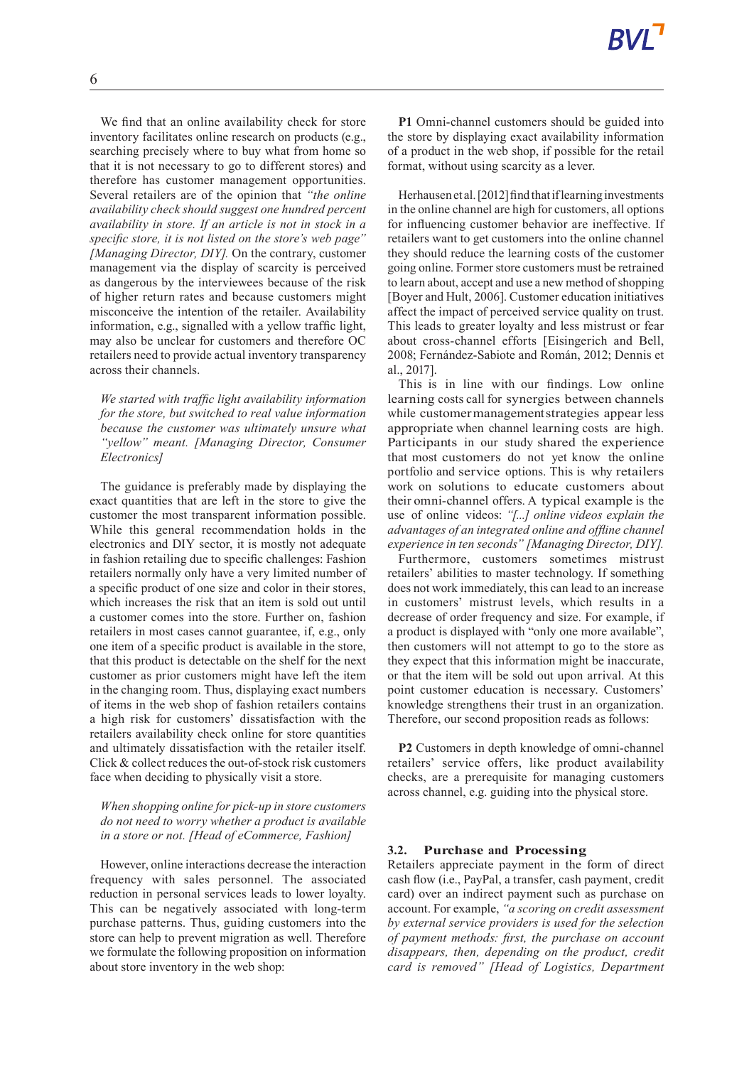We find that an online availability check for store inventory facilitates online research on products (e.g., searching precisely where to buy what from home so that it is not necessary to go to different stores) and therefore has customer management opportunities. Several retailers are of the opinion that *"the online availability check should suggest one hundred percent availability in store. If an article is not in stock in a specific store, it is not listed on the store's web page" [Managing Director, DIY].* On the contrary, customer management via the display of scarcity is perceived as dangerous by the interviewees because of the risk of higher return rates and because customers might misconceive the intention of the retailer. Availability information, e.g., signalled with a yellow traffic light, may also be unclear for customers and therefore OC retailers need to provide actual inventory transparency across their channels.

> *We started with traffic light availability information for the store, but switched to real value information because the customer was ultimately unsure what "yellow" meant. [Managing Director, Consumer Electronics]*

The guidance is preferably made by displaying the exact quantities that are left in the store to give the customer the most transparent information possible. While this general recommendation holds in the electronics and DIY sector, it is mostly not adequate in fashion retailing due to specific challenges: Fashion retailers normally only have a very limited number of a specific product of one size and color in their stores, which increases the risk that an item is sold out until a customer comes into the store. Further on, fashion retailers in most cases cannot guarantee, if, e.g., only one item of a specific product is available in the store, that this product is detectable on the shelf for the next customer as prior customers might have left the item in the changing room. Thus, displaying exact numbers of items in the web shop of fashion retailers contains a high risk for customers' dissatisfaction with the retailers availability check online for store quantities and ultimately dissatisfaction with the retailer itself. Click & collect reduces the out-of-stock risk customers face when deciding to physically visit a store.

> *When shopping online for pick-up in store customers do not need to worry whether a product is available in a store or not. [Head of eCommerce, Fashion]*

However, online interactions decrease the interaction frequency with sales personnel. The associated reduction in personal services leads to lower loyalty. This can be negatively associated with long-term purchase patterns. Thus, guiding customers into the store can help to prevent migration as well. Therefore we formulate the following proposition on information about store inventory in the web shop:

**P1** Omni-channel customers should be guided into the store by displaying exact availability information of a product in the web shop, if possible for the retail format, without using scarcity as a lever.

Herhausen et al. [2012] find that if learning investments in the online channel are high for customers, all options for influencing customer behavior are ineffective. If retailers want to get customers into the online channel they should reduce the learning costs of the customer going online. Former store customers must be retrained to learn about, accept and use a new method of shopping [Boyer and Hult, 2006]. Customer education initiatives affect the impact of perceived service quality on trust. This leads to greater loyalty and less mistrust or fear about cross-channel efforts [Eisingerich and Bell, 2008; Fernández-Sabiote and Román, 2012; Dennis et al., 2017].

This is in line with our findings. Low online learning costs call for synergies between channels while customer management strategies appear less appropriate when channel learning costs are high. Participants in our study shared the experience that most customers do not yet know the online portfolio and service options. This is why retailers work on solutions to educate customers about their omni-channel offers. A typical example is the use of online videos: *"[...] online videos explain the advantages of an integrated online and offline channel experience in ten seconds" [Managing Director, DIY].*

Furthermore, customers sometimes mistrust retailers' abilities to master technology. If something does not work immediately, this can lead to an increase in customers' mistrust levels, which results in a decrease of order frequency and size. For example, if a product is displayed with "only one more available", then customers will not attempt to go to the store as they expect that this information might be inaccurate, or that the item will be sold out upon arrival. At this point customer education is necessary. Customers' knowledge strengthens their trust in an organization. Therefore, our second proposition reads as follows:

**P2** Customers in depth knowledge of omni-channel retailers' service offers, like product availability checks, are a prerequisite for managing customers across channel, e.g. guiding into the physical store.

### 3.2. Purchase and Processing

Retailers appreciate payment in the form of direct cash flow (i.e., PayPal, a transfer, cash payment, credit card) over an indirect payment such as purchase on account. For example, *"a scoring on credit assessment by external service providers is used for the selection of payment methods: first, the purchase on account disappears, then, depending on the product, credit card is removed" [Head of Logistics, Department*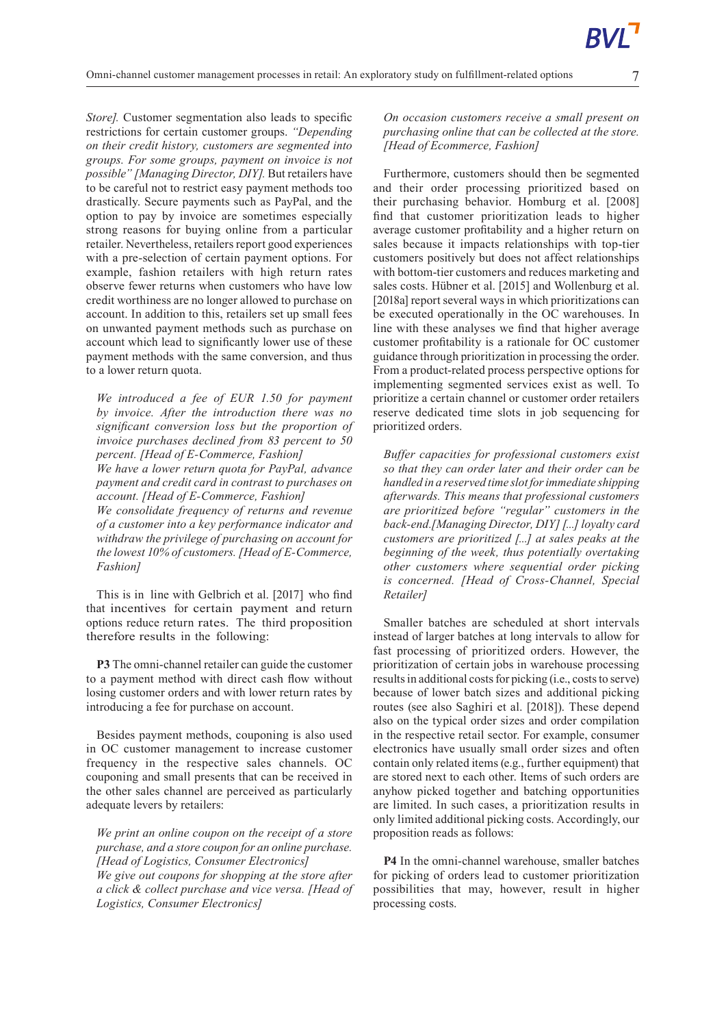*Store].* Customer segmentation also leads to specific restrictions for certain customer groups. *"Depending on their credit history, customers are segmented into groups. For some groups, payment on invoice is not possible" [Managing Director, DIY].* But retailers have to be careful not to restrict easy payment methods too drastically. Secure payments such as PayPal, and the option to pay by invoice are sometimes especially strong reasons for buying online from a particular retailer. Nevertheless, retailers report good experiences with a pre-selection of certain payment options. For example, fashion retailers with high return rates observe fewer returns when customers who have low credit worthiness are no longer allowed to purchase on account. In addition to this, retailers set up small fees on unwanted payment methods such as purchase on account which lead to significantly lower use of these payment methods with the same conversion, and thus to a lower return quota.

*We introduced a fee of EUR 1.50 for payment by invoice. After the introduction there was no significant conversion loss but the proportion of invoice purchases declined from 83 percent to 50 percent. [Head of E-Commerce, Fashion]*

*We have a lower return quota for PayPal, advance payment and credit card in contrast to purchases on account. [Head of E-Commerce, Fashion]*

*We consolidate frequency of returns and revenue of a customer into a key performance indicator and withdraw the privilege of purchasing on account for the lowest 10% of customers. [Head of E-Commerce, Fashion]*

This is in line with Gelbrich et al. [2017] who find that incentives for certain payment and return options reduce return rates. The third proposition therefore results in the following:

**P3** The omni-channel retailer can guide the customer to a payment method with direct cash flow without losing customer orders and with lower return rates by introducing a fee for purchase on account.

Besides payment methods, couponing is also used in OC customer management to increase customer frequency in the respective sales channels. OC couponing and small presents that can be received in the other sales channel are perceived as particularly adequate levers by retailers:

*We print an online coupon on the receipt of a store purchase, and a store coupon for an online purchase. [Head of Logistics, Consumer Electronics]*

*We give out coupons for shopping at the store after a click & collect purchase and vice versa. [Head of Logistics, Consumer Electronics]*

*On occasion customers receive a small present on purchasing online that can be collected at the store. [Head of Ecommerce, Fashion]*

Furthermore, customers should then be segmented and their order processing prioritized based on their purchasing behavior. Homburg et al. [2008] find that customer prioritization leads to higher average customer profitability and a higher return on sales because it impacts relationships with top-tier customers positively but does not affect relationships with bottom-tier customers and reduces marketing and sales costs. Hübner et al. [2015] and Wollenburg et al. [2018a] report several ways in which prioritizations can be executed operationally in the OC warehouses. In line with these analyses we find that higher average customer profitability is a rationale for OC customer guidance through prioritization in processing the order. From a product-related process perspective options for implementing segmented services exist as well. To prioritize a certain channel or customer order retailers reserve dedicated time slots in job sequencing for prioritized orders.

*Buffer capacities for professional customers exist so that they can order later and their order can be handled in a reserved time slot for immediate shipping afterwards. This means that professional customers are prioritized before "regular" customers in the back-end.[Managing Director, DIY] [...] loyalty card customers are prioritized [...] at sales peaks at the beginning of the week, thus potentially overtaking other customers where sequential order picking is concerned. [Head of Cross-Channel, Special Retailer]*

Smaller batches are scheduled at short intervals instead of larger batches at long intervals to allow for fast processing of prioritized orders. However, the prioritization of certain jobs in warehouse processing results in additional costs for picking (i.e., costs to serve) because of lower batch sizes and additional picking routes (see also Saghiri et al. [2018]). These depend also on the typical order sizes and order compilation in the respective retail sector. For example, consumer electronics have usually small order sizes and often contain only related items (e.g., further equipment) that are stored next to each other. Items of such orders are anyhow picked together and batching opportunities are limited. In such cases, a prioritization results in only limited additional picking costs. Accordingly, our proposition reads as follows:

**P4** In the omni-channel warehouse, smaller batches for picking of orders lead to customer prioritization possibilities that may, however, result in higher processing costs.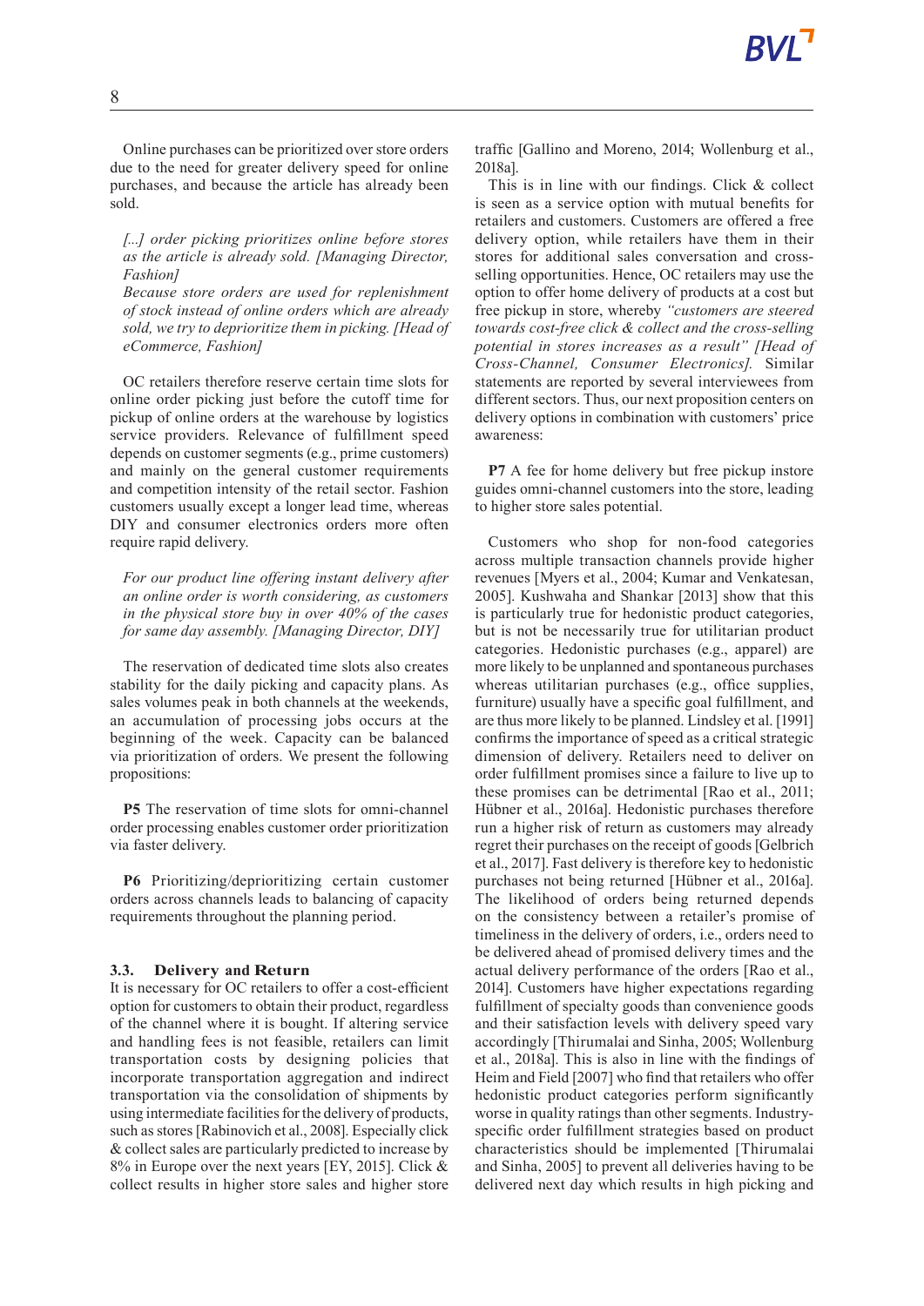Online purchases can be prioritized over store orders due to the need for greater delivery speed for online purchases, and because the article has already been sold.

> *[...] order picking prioritizes online before stores as the article is already sold. [Managing Director, Fashion]*
> *Because store orders are used for replenishment of stock instead of online orders which are already sold, we try to deprioritize them in picking. [Head of eCommerce, Fashion]*

OC retailers therefore reserve certain time slots for online order picking just before the cutoff time for pickup of online orders at the warehouse by logistics service providers. Relevance of fulfillment speed depends on customer segments (e.g., prime customers) and mainly on the general customer requirements and competition intensity of the retail sector. Fashion customers usually except a longer lead time, whereas DIY and consumer electronics orders more often require rapid delivery.

> *For our product line offering instant delivery after an online order is worth considering, as customers in the physical store buy in over 40% of the cases for same day assembly. [Managing Director, DIY]*

The reservation of dedicated time slots also creates stability for the daily picking and capacity plans. As sales volumes peak in both channels at the weekends, an accumulation of processing jobs occurs at the beginning of the week. Capacity can be balanced via prioritization of orders. We present the following propositions:

**P5** The reservation of time slots for omni-channel order processing enables customer order prioritization via faster delivery.

**P6** Prioritizing/deprioritizing certain customer orders across channels leads to balancing of capacity requirements throughout the planning period.

### 3.3. Delivery and Return

It is necessary for OC retailers to offer a cost-efficient option for customers to obtain their product, regardless of the channel where it is bought. If altering service and handling fees is not feasible, retailers can limit transportation costs by designing policies that incorporate transportation aggregation and indirect transportation via the consolidation of shipments by using intermediate facilities for the delivery of products, such as stores [Rabinovich et al., 2008]. Especially click & collect sales are particularly predicted to increase by 8% in Europe over the next years [EY, 2015]. Click & collect results in higher store sales and higher store traffic [Gallino and Moreno, 2014; Wollenburg et al., 2018a].

This is in line with our findings. Click & collect is seen as a service option with mutual benefits for retailers and customers. Customers are offered a free delivery option, while retailers have them in their stores for additional sales conversation and cross-selling opportunities. Hence, OC retailers may use the option to offer home delivery of products at a cost but free pickup in store, whereby *"customers are steered towards cost-free click & collect and the cross-selling potential in stores increases as a result" [Head of Cross-Channel, Consumer Electronics].* Similar statements are reported by several interviewees from different sectors. Thus, our next proposition centers on delivery options in combination with customers' price awareness:

**P7** A fee for home delivery but free pickup instore guides omni-channel customers into the store, leading to higher store sales potential.

Customers who shop for non-food categories across multiple transaction channels provide higher revenues [Myers et al., 2004; Kumar and Venkatesan, 2005]. Kushwaha and Shankar [2013] show that this is particularly true for hedonistic product categories, but is not be necessarily true for utilitarian product categories. Hedonistic purchases (e.g., apparel) are more likely to be unplanned and spontaneous purchases whereas utilitarian purchases (e.g., office supplies, furniture) usually have a specific goal fulfillment, and are thus more likely to be planned. Lindsley et al. [1991] confirms the importance of speed as a critical strategic dimension of delivery. Retailers need to deliver on order fulfillment promises since a failure to live up to these promises can be detrimental [Rao et al., 2011; Hübner et al., 2016a]. Hedonistic purchases therefore run a higher risk of return as customers may already regret their purchases on the receipt of goods [Gelbrich et al., 2017]. Fast delivery is therefore key to hedonistic purchases not being returned [Hübner et al., 2016a]. The likelihood of orders being returned depends on the consistency between a retailer's promise of timeliness in the delivery of orders, i.e., orders need to be delivered ahead of promised delivery times and the actual delivery performance of the orders [Rao et al., 2014]. Customers have higher expectations regarding fulfillment of specialty goods than convenience goods and their satisfaction levels with delivery speed vary accordingly [Thirumalai and Sinha, 2005; Wollenburg et al., 2018a]. This is also in line with the findings of Heim and Field [2007] who find that retailers who offer hedonistic product categories perform significantly worse in quality ratings than other segments. Industry-specific order fulfillment strategies based on product characteristics should be implemented [Thirumalai and Sinha, 2005] to prevent all deliveries having to be delivered next day which results in high picking and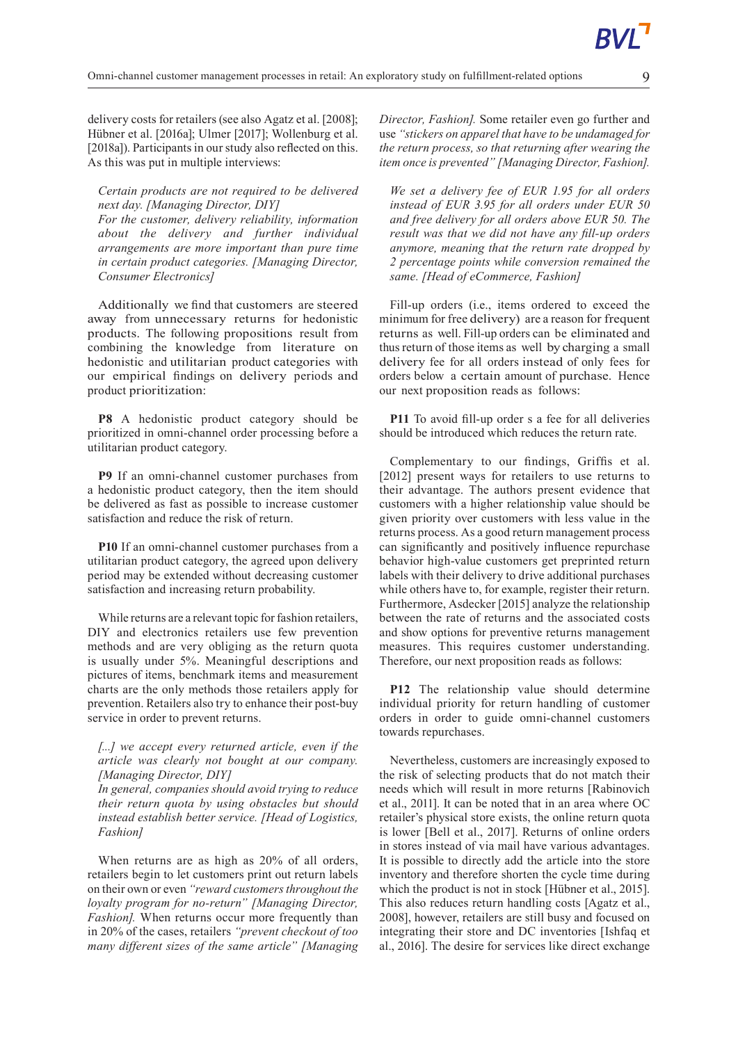delivery costs for retailers (see also Agatz et al. [2008]; Hübner et al. [2016a]; Ulmer [2017]; Wollenburg et al. [2018a]). Participants in our study also reflected on this. As this was put in multiple interviews:

> *Certain products are not required to be delivered next day. [Managing Director, DIY]*
> *For the customer, delivery reliability, information about the delivery and further individual arrangements are more important than pure time in certain product categories. [Managing Director, Consumer Electronics]*

Additionally we find that customers are steered away from unnecessary returns for hedonistic products. The following propositions result from combining the knowledge from literature on hedonistic and utilitarian product categories with our empirical findings on delivery periods and product prioritization:

**P8** A hedonistic product category should be prioritized in omni-channel order processing before a utilitarian product category.

**P9** If an omni-channel customer purchases from a hedonistic product category, then the item should be delivered as fast as possible to increase customer satisfaction and reduce the risk of return.

**P10** If an omni-channel customer purchases from a utilitarian product category, the agreed upon delivery period may be extended without decreasing customer satisfaction and increasing return probability.

While returns are a relevant topic for fashion retailers, DIY and electronics retailers use few prevention methods and are very obliging as the return quota is usually under 5%. Meaningful descriptions and pictures of items, benchmark items and measurement charts are the only methods those retailers apply for prevention. Retailers also try to enhance their post-buy service in order to prevent returns.

> *[...] we accept every returned article, even if the article was clearly not bought at our company. [Managing Director, DIY]*
> *In general, companies should avoid trying to reduce their return quota by using obstacles but should instead establish better service. [Head of Logistics, Fashion]*

When returns are as high as 20% of all orders, retailers begin to let customers print out return labels on their own or even *"reward customers throughout the loyalty program for no-return" [Managing Director, Fashion].* When returns occur more frequently than in 20% of the cases, retailers *"prevent checkout of too many different sizes of the same article" [Managing Director, Fashion].* Some retailer even go further and use *"stickers on apparel that have to be undamaged for the return process, so that returning after wearing the item once is prevented" [Managing Director, Fashion].*

> *We set a delivery fee of EUR 1.95 for all orders instead of EUR 3.95 for all orders under EUR 50 and free delivery for all orders above EUR 50. The result was that we did not have any fill-up orders anymore, meaning that the return rate dropped by 2 percentage points while conversion remained the same. [Head of eCommerce, Fashion]*

Fill-up orders (i.e., items ordered to exceed the minimum for free delivery) are a reason for frequent returns as well. Fill-up orders can be eliminated and thus return of those items as well by charging a small delivery fee for all orders instead of only fees for orders below a certain amount of purchase. Hence our next proposition reads as follows:

**P11** To avoid fill-up order s a fee for all deliveries should be introduced which reduces the return rate.

Complementary to our findings, Griffis et al. [2012] present ways for retailers to use returns to their advantage. The authors present evidence that customers with a higher relationship value should be given priority over customers with less value in the returns process. As a good return management process can significantly and positively influence repurchase behavior high-value customers get preprinted return labels with their delivery to drive additional purchases while others have to, for example, register their return. Furthermore, Asdecker [2015] analyze the relationship between the rate of returns and the associated costs and show options for preventive returns management measures. This requires customer understanding. Therefore, our next proposition reads as follows:

**P12** The relationship value should determine individual priority for return handling of customer orders in order to guide omni-channel customers towards repurchases.

Nevertheless, customers are increasingly exposed to the risk of selecting products that do not match their needs which will result in more returns [Rabinovich et al., 2011]. It can be noted that in an area where OC retailer's physical store exists, the online return quota is lower [Bell et al., 2017]. Returns of online orders in stores instead of via mail have various advantages. It is possible to directly add the article into the store inventory and therefore shorten the cycle time during which the product is not in stock [Hübner et al., 2015]. This also reduces return handling costs [Agatz et al., 2008], however, retailers are still busy and focused on integrating their store and DC inventories [Ishfaq et al., 2016]. The desire for services like direct exchange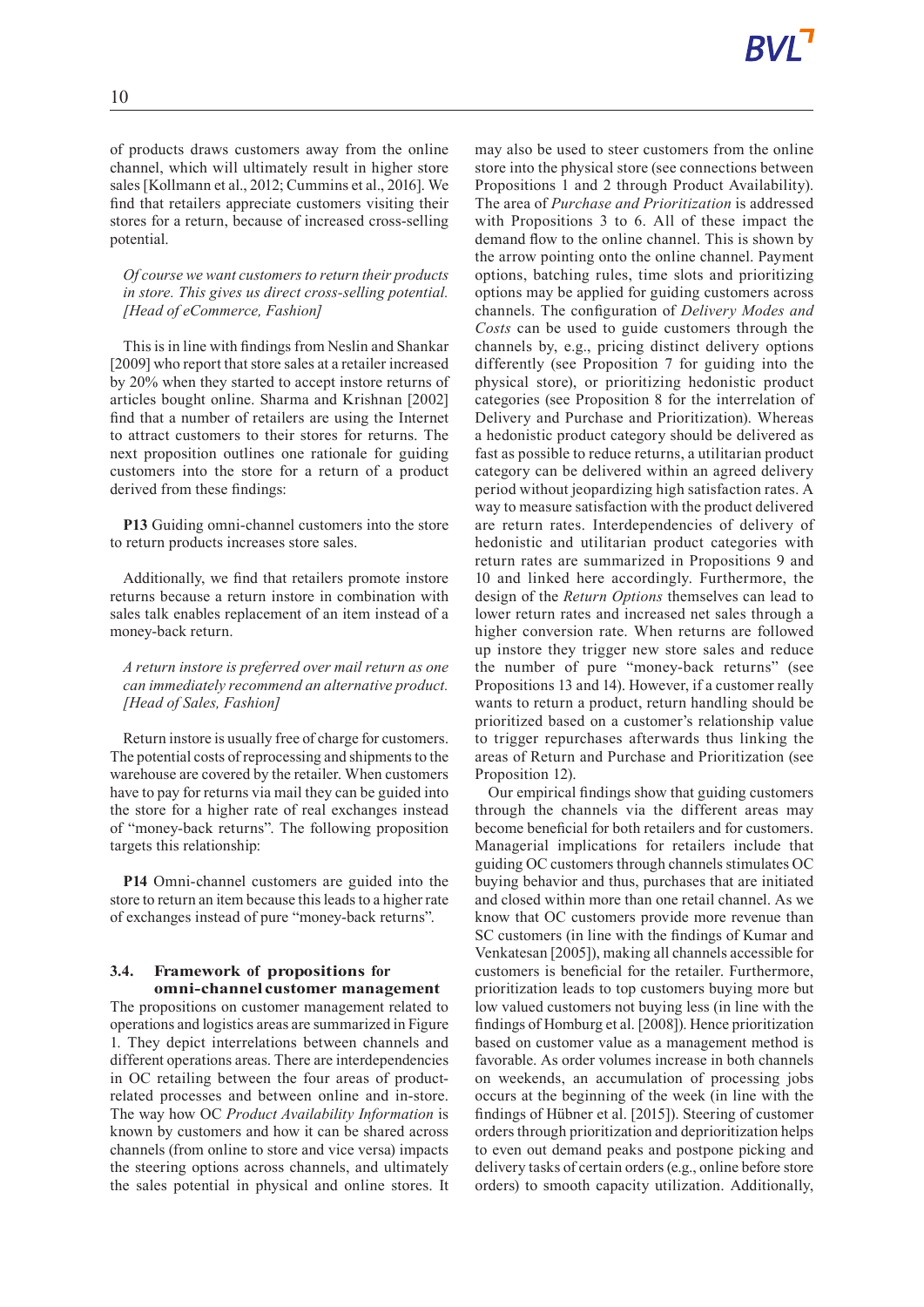of products draws customers away from the online channel, which will ultimately result in higher store sales [Kollmann et al., 2012; Cummins et al., 2016]. We find that retailers appreciate customers visiting their stores for a return, because of increased cross-selling potential.

> *Of course we want customers to return their products in store. This gives us direct cross-selling potential. [Head of eCommerce, Fashion]*

This is in line with findings from Neslin and Shankar [2009] who report that store sales at a retailer increased by 20% when they started to accept instore returns of articles bought online. Sharma and Krishnan [2002] find that a number of retailers are using the Internet to attract customers to their stores for returns. The next proposition outlines one rationale for guiding customers into the store for a return of a product derived from these findings:

**P13** Guiding omni-channel customers into the store to return products increases store sales.

Additionally, we find that retailers promote instore returns because a return instore in combination with sales talk enables replacement of an item instead of a money-back return.

> *A return instore is preferred over mail return as one can immediately recommend an alternative product. [Head of Sales, Fashion]*

Return instore is usually free of charge for customers. The potential costs of reprocessing and shipments to the warehouse are covered by the retailer. When customers have to pay for returns via mail they can be guided into the store for a higher rate of real exchanges instead of "money-back returns". The following proposition targets this relationship:

**P14** Omni-channel customers are guided into the store to return an item because this leads to a higher rate of exchanges instead of pure "money-back returns".

### 3.4. Framework of propositions for omni-channel customer management

The propositions on customer management related to operations and logistics areas are summarized in Figure 1. They depict interrelations between channels and different operations areas. There are interdependencies in OC retailing between the four areas of product-related processes and between online and in-store. The way how OC *Product Availability Information* is known by customers and how it can be shared across channels (from online to store and vice versa) impacts the steering options across channels, and ultimately the sales potential in physical and online stores. It may also be used to steer customers from the online store into the physical store (see connections between Propositions 1 and 2 through Product Availability). The area of *Purchase and Prioritization* is addressed with Propositions 3 to 6. All of these impact the demand flow to the online channel. This is shown by the arrow pointing onto the online channel. Payment options, batching rules, time slots and prioritizing options may be applied for guiding customers across channels. The configuration of *Delivery Modes and Costs* can be used to guide customers through the channels by, e.g., pricing distinct delivery options differently (see Proposition 7 for guiding into the physical store), or prioritizing hedonistic product categories (see Proposition 8 for the interrelation of Delivery and Purchase and Prioritization). Whereas a hedonistic product category should be delivered as fast as possible to reduce returns, a utilitarian product category can be delivered within an agreed delivery period without jeopardizing high satisfaction rates. A way to measure satisfaction with the product delivered are return rates. Interdependencies of delivery of hedonistic and utilitarian product categories with return rates are summarized in Propositions 9 and 10 and linked here accordingly. Furthermore, the design of the *Return Options* themselves can lead to lower return rates and increased net sales through a higher conversion rate. When returns are followed up instore they trigger new store sales and reduce the number of pure "money-back returns" (see Propositions 13 and 14). However, if a customer really wants to return a product, return handling should be prioritized based on a customer's relationship value to trigger repurchases afterwards thus linking the areas of Return and Purchase and Prioritization (see Proposition 12).

Our empirical findings show that guiding customers through the channels via the different areas may become beneficial for both retailers and for customers. Managerial implications for retailers include that guiding OC customers through channels stimulates OC buying behavior and thus, purchases that are initiated and closed within more than one retail channel. As we know that OC customers provide more revenue than SC customers (in line with the findings of Kumar and Venkatesan [2005]), making all channels accessible for customers is beneficial for the retailer. Furthermore, prioritization leads to top customers buying more but low valued customers not buying less (in line with the findings of Homburg et al. [2008]). Hence prioritization based on customer value as a management method is favorable. As order volumes increase in both channels on weekends, an accumulation of processing jobs occurs at the beginning of the week (in line with the findings of Hübner et al. [2015]). Steering of customer orders through prioritization and deprioritization helps to even out demand peaks and postpone picking and delivery tasks of certain orders (e.g., online before store orders) to smooth capacity utilization. Additionally,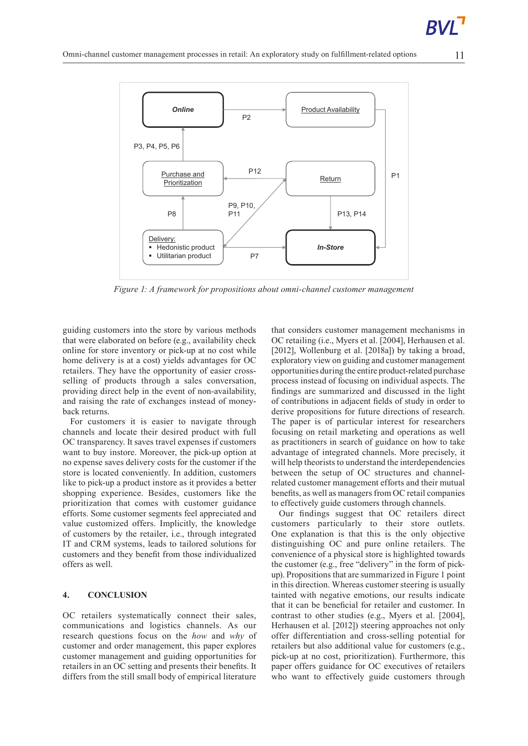Figure 1: A framework for propositions about omni-channel customer management

guiding customers into the store by various methods that were elaborated on before (e.g., availability check online for store inventory or pick-up at no cost while home delivery is at a cost) yields advantages for OC retailers. They have the opportunity of easier cross-selling of products through a sales conversation, providing direct help in the event of non-availability, and raising the rate of exchanges instead of money-back returns.

For customers it is easier to navigate through channels and locate their desired product with full OC transparency. It saves travel expenses if customers want to buy instore. Moreover, the pick-up option at no expense saves delivery costs for the customer if the store is located conveniently. In addition, customers like to pick-up a product instore as it provides a better shopping experience. Besides, customers like the prioritization that comes with customer guidance efforts. Some customer segments feel appreciated and value customized offers. Implicitly, the knowledge of customers by the retailer, i.e., through integrated IT and CRM systems, leads to tailored solutions for customers and they benefit from those individualized offers as well.

## 4. CONCLUSION

OC retailers systematically connect their sales, communications and logistics channels. As our research questions focus on the *how* and *why* of customer and order management, this paper explores customer management and guiding opportunities for retailers in an OC setting and presents their benefits. It differs from the still small body of empirical literature that considers customer management mechanisms in OC retailing (i.e., Myers et al. [2004], Herhausen et al. [2012], Wollenburg et al. [2018a]) by taking a broad, exploratory view on guiding and customer management opportunities during the entire product-related purchase process instead of focusing on individual aspects. The findings are summarized and discussed in the light of contributions in adjacent fields of study in order to derive propositions for future directions of research. The paper is of particular interest for researchers focusing on retail marketing and operations as well as practitioners in search of guidance on how to take advantage of integrated channels. More precisely, it will help theorists to understand the interdependencies between the setup of OC structures and channel-related customer management efforts and their mutual benefits, as well as managers from OC retail companies to effectively guide customers through channels.

Our findings suggest that OC retailers direct customers particularly to their store outlets. One explanation is that this is the only objective distinguishing OC and pure online retailers. The convenience of a physical store is highlighted towards the customer (e.g., free "delivery" in the form of pick-up). Propositions that are summarized in Figure 1 point in this direction. Whereas customer steering is usually tainted with negative emotions, our results indicate that it can be beneficial for retailer and customer. In contrast to other studies (e.g., Myers et al. [2004], Herhausen et al. [2012]) steering approaches not only offer differentiation and cross-selling potential for retailers but also additional value for customers (e.g., pick-up at no cost, prioritization). Furthermore, this paper offers guidance for OC executives of retailers who want to effectively guide customers through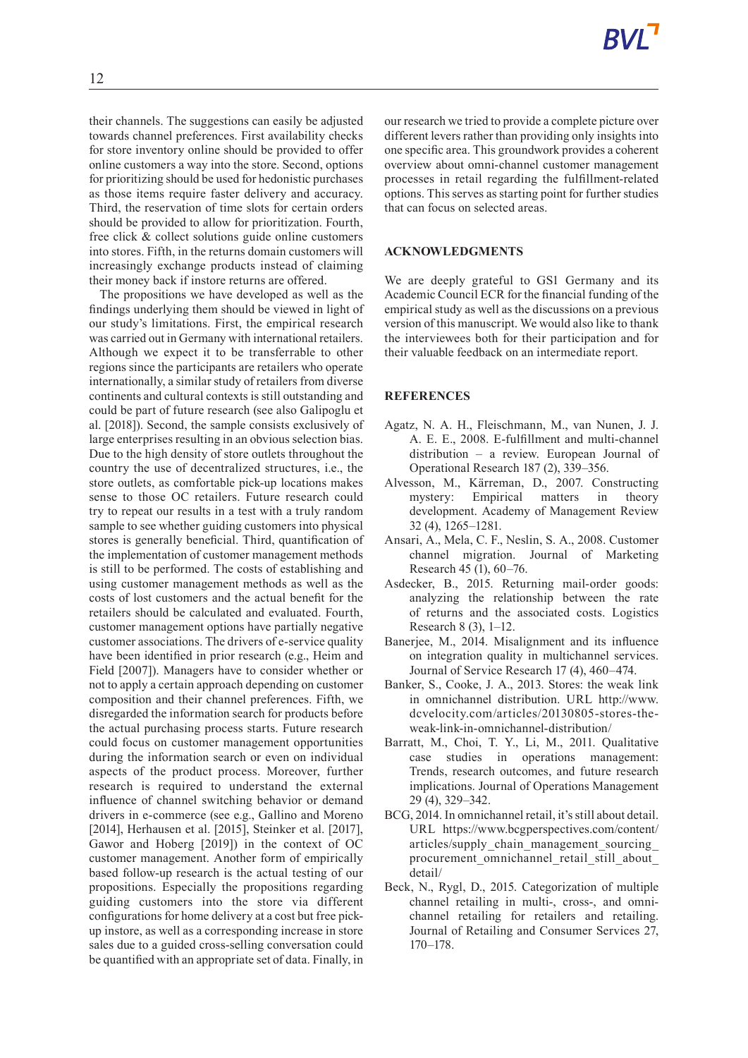their channels. The suggestions can easily be adjusted towards channel preferences. First availability checks for store inventory online should be provided to offer online customers a way into the store. Second, options for prioritizing should be used for hedonistic purchases as those items require faster delivery and accuracy. Third, the reservation of time slots for certain orders should be provided to allow for prioritization. Fourth, free click & collect solutions guide online customers into stores. Fifth, in the returns domain customers will increasingly exchange products instead of claiming their money back if instore returns are offered.

The propositions we have developed as well as the findings underlying them should be viewed in light of our study's limitations. First, the empirical research was carried out in Germany with international retailers. Although we expect it to be transferrable to other regions since the participants are retailers who operate internationally, a similar study of retailers from diverse continents and cultural contexts is still outstanding and could be part of future research (see also Galipoglu et al. [2018]). Second, the sample consists exclusively of large enterprises resulting in an obvious selection bias. Due to the high density of store outlets throughout the country the use of decentralized structures, i.e., the store outlets, as comfortable pick-up locations makes sense to those OC retailers. Future research could try to repeat our results in a test with a truly random sample to see whether guiding customers into physical stores is generally beneficial. Third, quantification of the implementation of customer management methods is still to be performed. The costs of establishing and using customer management methods as well as the costs of lost customers and the actual benefit for the retailers should be calculated and evaluated. Fourth, customer management options have partially negative customer associations. The drivers of e-service quality have been identified in prior research (e.g., Heim and Field [2007]). Managers have to consider whether or not to apply a certain approach depending on customer composition and their channel preferences. Fifth, we disregarded the information search for products before the actual purchasing process starts. Future research could focus on customer management opportunities during the information search or even on individual aspects of the product process. Moreover, further research is required to understand the external influence of channel switching behavior or demand drivers in e-commerce (see e.g., Gallino and Moreno [2014], Herhausen et al. [2015], Steinker et al. [2017], Gawor and Hoberg [2019]) in the context of OC customer management. Another form of empirically based follow-up research is the actual testing of our propositions. Especially the propositions regarding guiding customers into the store via different configurations for home delivery at a cost but free pick-up instore, as well as a corresponding increase in store sales due to a guided cross-selling conversation could be quantified with an appropriate set of data. Finally, in our research we tried to provide a complete picture over different levers rather than providing only insights into one specific area. This groundwork provides a coherent overview about omni-channel customer management processes in retail regarding the fulfillment-related options. This serves as starting point for further studies that can focus on selected areas.

## ACKNOWLEDGMENTS

We are deeply grateful to GS1 Germany and its Academic Council ECR for the financial funding of the empirical study as well as the discussions on a previous version of this manuscript. We would also like to thank the interviewees both for their participation and for their valuable feedback on an intermediate report.

## REFERENCES

Agatz, N. A. H., Fleischmann, M., van Nunen, J. J. A. E. E., 2008. E-fulfillment and multi-channel distribution – a review. European Journal of Operational Research 187 (2), 339–356.

Alvesson, M., Kärreman, D., 2007. Constructing mystery: Empirical matters in theory development. Academy of Management Review 32 (4), 1265–1281.

Ansari, A., Mela, C. F., Neslin, S. A., 2008. Customer channel migration. Journal of Marketing Research 45 (1), 60–76.

Asdecker, B., 2015. Returning mail-order goods: analyzing the relationship between the rate of returns and the associated costs. Logistics Research 8 (3), 1–12.

Banerjee, M., 2014. Misalignment and its influence on integration quality in multichannel services. Journal of Service Research 17 (4), 460–474.

Banker, S., Cooke, J. A., 2013. Stores: the weak link in omnichannel distribution. URL http://www.dcvelocity.com/articles/20130805-stores-the-weak-link-in-omnichannel-distribution/

Barratt, M., Choi, T. Y., Li, M., 2011. Qualitative case studies in operations management: Trends, research outcomes, and future research implications. Journal of Operations Management 29 (4), 329–342.

BCG, 2014. In omnichannel retail, it's still about detail. URL https://www.bcgperspectives.com/content/articles/supply_chain_management_sourcing_procurement_omnichannel_retail_still_about_detail/

Beck, N., Rygl, D., 2015. Categorization of multiple channel retailing in multi-, cross-, and omni-channel retailing for retailers and retailing. Journal of Retailing and Consumer Services 27, 170–178.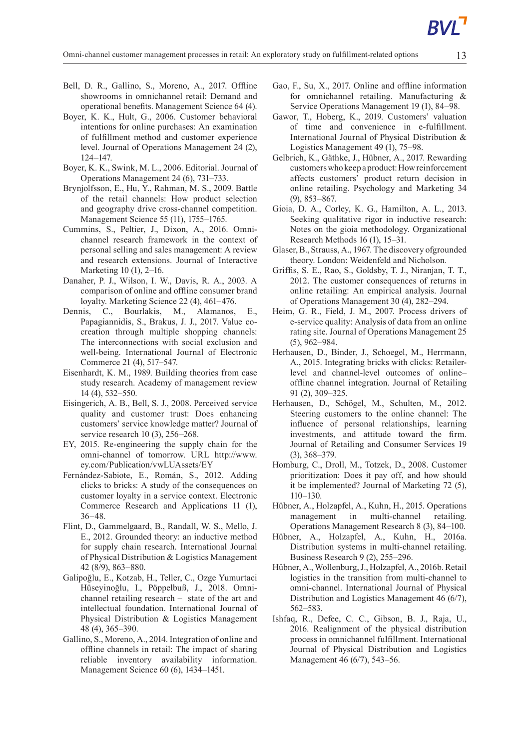Bell, D. R., Gallino, S., Moreno, A., 2017. Offline showrooms in omnichannel retail: Demand and operational benefits. Management Science 64 (4).

Boyer, K. K., Hult, G., 2006. Customer behavioral intentions for online purchases: An examination of fulfillment method and customer experience level. Journal of Operations Management 24 (2), 124–147.

Boyer, K. K., Swink, M. L., 2006. Editorial. Journal of Operations Management 24 (6), 731–733.

Brynjolfsson, E., Hu, Y., Rahman, M. S., 2009. Battle of the retail channels: How product selection and geography drive cross-channel competition. Management Science 55 (11), 1755–1765.

Cummins, S., Peltier, J., Dixon, A., 2016. Omni-channel research framework in the context of personal selling and sales management: A review and research extensions. Journal of Interactive Marketing 10 (1), 2–16.

Danaher, P. J., Wilson, I. W., Davis, R. A., 2003. A comparison of online and offline consumer brand loyalty. Marketing Science 22 (4), 461–476.

Dennis, C., Bourlakis, M., Alamanos, E., Papagiannidis, S., Brakus, J. J., 2017. Value co-creation through multiple shopping channels: The interconnections with social exclusion and well-being. International Journal of Electronic Commerce 21 (4), 517–547.

Eisenhardt, K. M., 1989. Building theories from case study research. Academy of management review 14 (4), 532–550.

Eisingerich, A. B., Bell, S. J., 2008. Perceived service quality and customer trust: Does enhancing customers' service knowledge matter? Journal of service research 10 (3), 256–268.

EY, 2015. Re-engineering the supply chain for the omni-channel of tomorrow. URL http://www.ey.com/Publication/vwLUAssets/EY

Fernández-Sabiote, E., Román, S., 2012. Adding clicks to bricks: A study of the consequences on customer loyalty in a service context. Electronic Commerce Research and Applications 11 (1), 36–48.

Flint, D., Gammelgaard, B., Randall, W. S., Mello, J. E., 2012. Grounded theory: an inductive method for supply chain research. International Journal of Physical Distribution & Logistics Management 42 (8/9), 863–880.

Galipoğlu, E., Kotzab, H., Teller, C., Ozge Yumurtaci Hüseyinoğlu, I., Pöppelbuß, J., 2018. Omni-channel retailing research – state of the art and intellectual foundation. International Journal of Physical Distribution & Logistics Management 48 (4), 365–390.

Gallino, S., Moreno, A., 2014. Integration of online and offline channels in retail: The impact of sharing reliable inventory availability information. Management Science 60 (6), 1434–1451.

Gao, F., Su, X., 2017. Online and offline information for omnichannel retailing. Manufacturing & Service Operations Management 19 (1), 84–98.

Gawor, T., Hoberg, K., 2019. Customers' valuation of time and convenience in e-fulfillment. International Journal of Physical Distribution & Logistics Management 49 (1), 75–98.

Gelbrich, K., Gäthke, J., Hübner, A., 2017. Rewarding customers who keep a product: How reinforcement affects customers' product return decision in online retailing. Psychology and Marketing 34 (9), 853–867.

Gioia, D. A., Corley, K. G., Hamilton, A. L., 2013. Seeking qualitative rigor in inductive research: Notes on the gioia methodology. Organizational Research Methods 16 (1), 15–31.

Glaser, B., Strauss, A., 1967. The discovery ofgrounded theory. London: Weidenfeld and Nicholson.

Griffis, S. E., Rao, S., Goldsby, T. J., Niranjan, T. T., 2012. The customer consequences of returns in online retailing: An empirical analysis. Journal of Operations Management 30 (4), 282–294.

Heim, G. R., Field, J. M., 2007. Process drivers of e-service quality: Analysis of data from an online rating site. Journal of Operations Management 25 (5), 962–984.

Herhausen, D., Binder, J., Schoegel, M., Herrmann, A., 2015. Integrating bricks with clicks: Retailer-level and channel-level outcomes of online–offline channel integration. Journal of Retailing 91 (2), 309–325.

Herhausen, D., Schögel, M., Schulten, M., 2012. Steering customers to the online channel: The influence of personal relationships, learning investments, and attitude toward the firm. Journal of Retailing and Consumer Services 19 (3), 368–379.

Homburg, C., Droll, M., Totzek, D., 2008. Customer prioritization: Does it pay off, and how should it be implemented? Journal of Marketing 72 (5), 110–130.

Hübner, A., Holzapfel, A., Kuhn, H., 2015. Operations management in multi-channel retailing. Operations Management Research 8 (3), 84–100.

Hübner, A., Holzapfel, A., Kuhn, H., 2016a. Distribution systems in multi-channel retailing. Business Research 9 (2), 255–296.

Hübner, A., Wollenburg, J., Holzapfel, A., 2016b. Retail logistics in the transition from multi-channel to omni-channel. International Journal of Physical Distribution and Logistics Management 46 (6/7), 562–583.

Ishfaq, R., Defee, C. C., Gibson, B. J., Raja, U., 2016. Realignment of the physical distribution process in omnichannel fulfillment. International Journal of Physical Distribution and Logistics Management 46 (6/7), 543–56.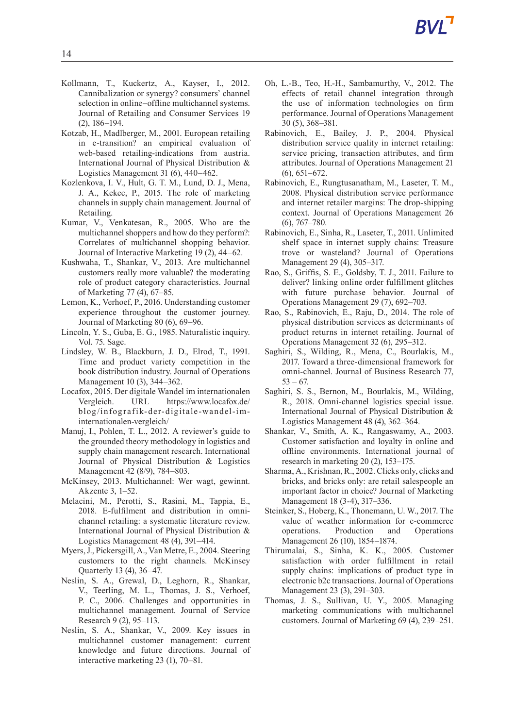Kollmann, T., Kuckertz, A., Kayser, I., 2012. Cannibalization or synergy? consumers' channel selection in online–offline multichannel systems. Journal of Retailing and Consumer Services 19 (2), 186–194.

Kotzab, H., Madlberger, M., 2001. European retailing in e-transition? an empirical evaluation of web-based retailing-indications from austria. International Journal of Physical Distribution & Logistics Management 31 (6), 440–462.

Kozlenkova, I. V., Hult, G. T. M., Lund, D. J., Mena, J. A., Kekec, P., 2015. The role of marketing channels in supply chain management. Journal of Retailing.

Kumar, V., Venkatesan, R., 2005. Who are the multichannel shoppers and how do they perform?: Correlates of multichannel shopping behavior. Journal of Interactive Marketing 19 (2), 44–62.

Kushwaha, T., Shankar, V., 2013. Are multichannel customers really more valuable? the moderating role of product category characteristics. Journal of Marketing 77 (4), 67–85.

Lemon, K., Verhoef, P., 2016. Understanding customer experience throughout the customer journey. Journal of Marketing 80 (6), 69–96.

Lincoln, Y. S., Guba, E. G., 1985. Naturalistic inquiry. Vol. 75. Sage.

Lindsley, W. B., Blackburn, J. D., Elrod, T., 1991. Time and product variety competition in the book distribution industry. Journal of Operations Management 10 (3), 344–362.

Locafox, 2015. Der digitale Wandel im internationalen Vergleich. URL https://www.locafox.de/blog/infografik-der-digitale-wandel-im-internationalen-vergleich/

Manuj, I., Pohlen, T. L., 2012. A reviewer's guide to the grounded theory methodology in logistics and supply chain management research. International Journal of Physical Distribution & Logistics Management 42 (8/9), 784–803.

McKinsey, 2013. Multichannel: Wer wagt, gewinnt. Akzente 3, 1–52.

Melacini, M., Perotti, S., Rasini, M., Tappia, E., 2018. E-fulfilment and distribution in omni-channel retailing: a systematic literature review. International Journal of Physical Distribution & Logistics Management 48 (4), 391–414.

Myers, J., Pickersgill, A., Van Metre, E., 2004. Steering customers to the right channels. McKinsey Quarterly 13 (4), 36–47.

Neslin, S. A., Grewal, D., Leghorn, R., Shankar, V., Teerling, M. L., Thomas, J. S., Verhoef, P. C., 2006. Challenges and opportunities in multichannel management. Journal of Service Research 9 (2), 95–113.

Neslin, S. A., Shankar, V., 2009. Key issues in multichannel customer management: current knowledge and future directions. Journal of interactive marketing 23 (1), 70–81.

Oh, L.-B., Teo, H.-H., Sambamurthy, V., 2012. The effects of retail channel integration through the use of information technologies on firm performance. Journal of Operations Management 30 (5), 368–381.

Rabinovich, E., Bailey, J. P., 2004. Physical distribution service quality in internet retailing: service pricing, transaction attributes, and firm attributes. Journal of Operations Management 21 (6), 651–672.

Rabinovich, E., Rungtusanatham, M., Laseter, T. M., 2008. Physical distribution service performance and internet retailer margins: The drop-shipping context. Journal of Operations Management 26 (6), 767–780.

Rabinovich, E., Sinha, R., Laseter, T., 2011. Unlimited shelf space in internet supply chains: Treasure trove or wasteland? Journal of Operations Management 29 (4), 305–317.

Rao, S., Griffis, S. E., Goldsby, T. J., 2011. Failure to deliver? linking online order fulfillment glitches with future purchase behavior. Journal of Operations Management 29 (7), 692–703.

Rao, S., Rabinovich, E., Raju, D., 2014. The role of physical distribution services as determinants of product returns in internet retailing. Journal of Operations Management 32 (6), 295–312.

Saghiri, S., Wilding, R., Mena, C., Bourlakis, M., 2017. Toward a three-dimensional framework for omni-channel. Journal of Business Research 77, 53 – 67.

Saghiri, S. S., Bernon, M., Bourlakis, M., Wilding, R., 2018. Omni-channel logistics special issue. International Journal of Physical Distribution & Logistics Management 48 (4), 362–364.

Shankar, V., Smith, A. K., Rangaswamy, A., 2003. Customer satisfaction and loyalty in online and offline environments. International journal of research in marketing 20 (2), 153–175.

Sharma, A., Krishnan, R., 2002. Clicks only, clicks and bricks, and bricks only: are retail salespeople an important factor in choice? Journal of Marketing Management 18 (3-4), 317–336.

Steinker, S., Hoberg, K., Thonemann, U. W., 2017. The value of weather information for e-commerce operations. Production and Operations Management 26 (10), 1854–1874.

Thirumalai, S., Sinha, K. K., 2005. Customer satisfaction with order fulfillment in retail supply chains: implications of product type in electronic b2c transactions. Journal of Operations Management 23 (3), 291–303.

Thomas, J. S., Sullivan, U. Y., 2005. Managing marketing communications with multichannel customers. Journal of Marketing 69 (4), 239–251.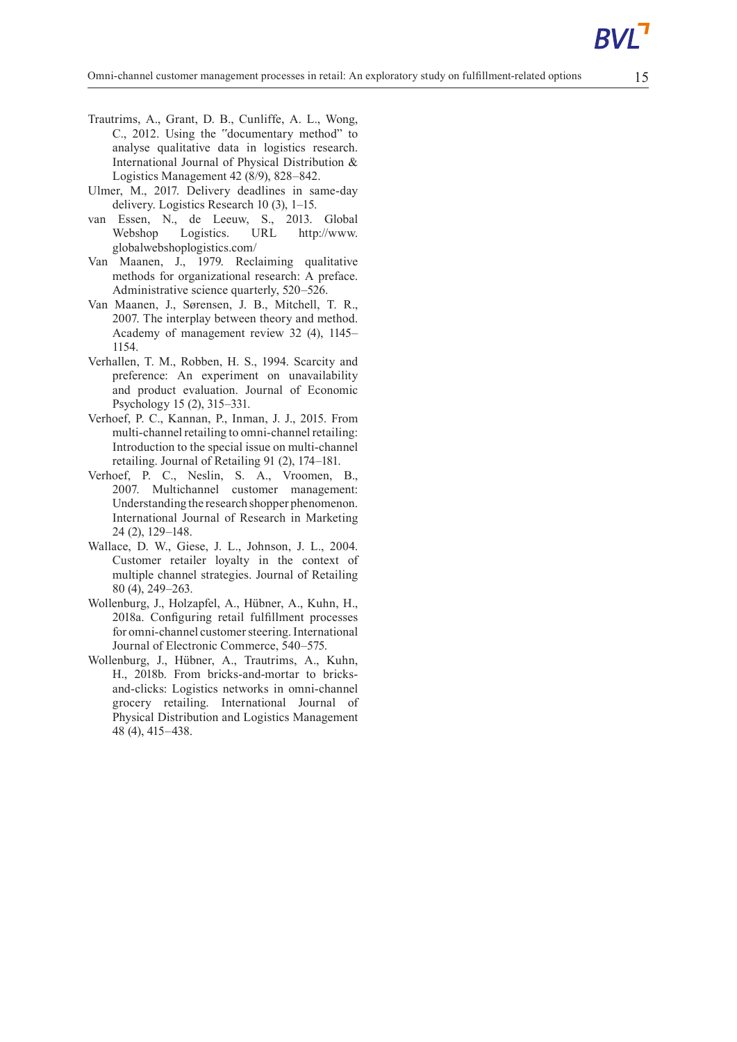Trautrims, A., Grant, D. B., Cunliffe, A. L., Wong, C., 2012. Using the "documentary method" to analyse qualitative data in logistics research. International Journal of Physical Distribution & Logistics Management 42 (8/9), 828–842.

Ulmer, M., 2017. Delivery deadlines in same-day delivery. Logistics Research 10 (3), 1–15.

van Essen, N., de Leeuw, S., 2013. Global Webshop Logistics. URL http://www.globalwebshoplogistics.com/

Van Maanen, J., 1979. Reclaiming qualitative methods for organizational research: A preface. Administrative science quarterly, 520–526.

Van Maanen, J., Sørensen, J. B., Mitchell, T. R., 2007. The interplay between theory and method. Academy of management review 32 (4), 1145–1154.

Verhallen, T. M., Robben, H. S., 1994. Scarcity and preference: An experiment on unavailability and product evaluation. Journal of Economic Psychology 15 (2), 315–331.

Verhoef, P. C., Kannan, P., Inman, J. J., 2015. From multi-channel retailing to omni-channel retailing: Introduction to the special issue on multi-channel retailing. Journal of Retailing 91 (2), 174–181.

Verhoef, P. C., Neslin, S. A., Vroomen, B., 2007. Multichannel customer management: Understanding the research shopper phenomenon. International Journal of Research in Marketing 24 (2), 129–148.

Wallace, D. W., Giese, J. L., Johnson, J. L., 2004. Customer retailer loyalty in the context of multiple channel strategies. Journal of Retailing 80 (4), 249–263.

Wollenburg, J., Holzapfel, A., Hübner, A., Kuhn, H., 2018a. Configuring retail fulfillment processes for omni-channel customer steering. International Journal of Electronic Commerce, 540–575.

Wollenburg, J., Hübner, A., Trautrims, A., Kuhn, H., 2018b. From bricks-and-mortar to bricks-and-clicks: Logistics networks in omni-channel grocery retailing. International Journal of Physical Distribution and Logistics Management 48 (4), 415–438.